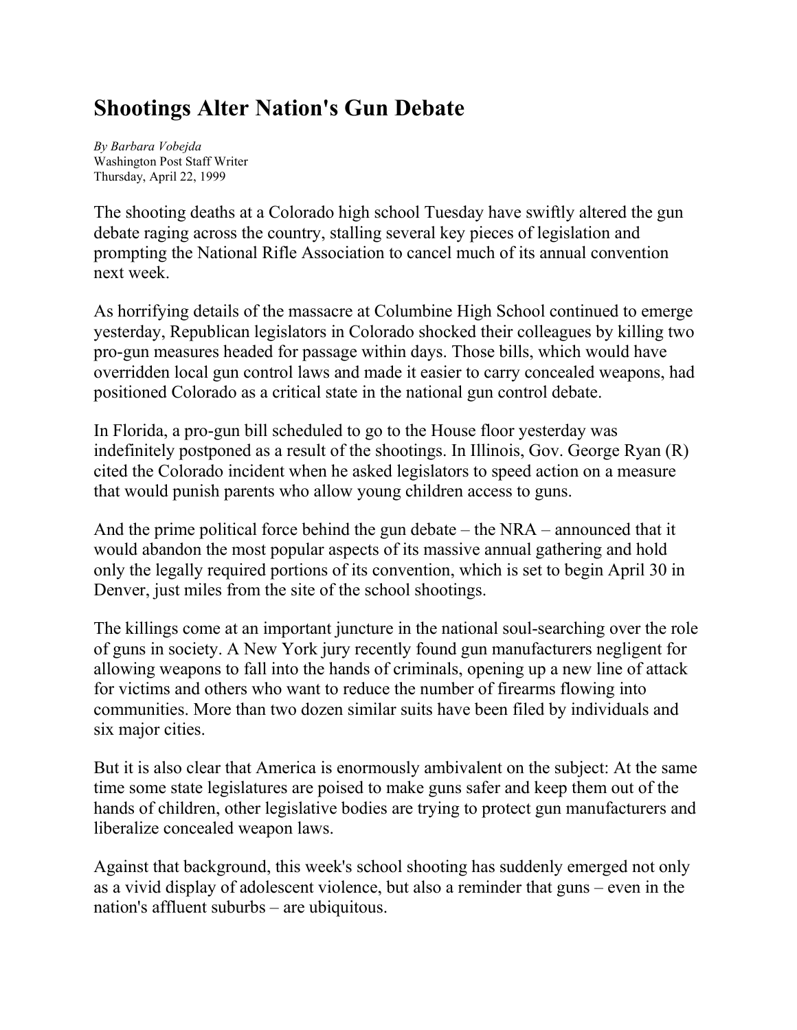# Shootings Alter Nation's Gun Debate

*By Barbara Vobejda*
Washington Post Staff Writer
Thursday, April 22, 1999

The shooting deaths at a Colorado high school Tuesday have swiftly altered the gun debate raging across the country, stalling several key pieces of legislation and prompting the National Rifle Association to cancel much of its annual convention next week.

As horrifying details of the massacre at Columbine High School continued to emerge yesterday, Republican legislators in Colorado shocked their colleagues by killing two pro-gun measures headed for passage within days. Those bills, which would have overridden local gun control laws and made it easier to carry concealed weapons, had positioned Colorado as a critical state in the national gun control debate.

In Florida, a pro-gun bill scheduled to go to the House floor yesterday was indefinitely postponed as a result of the shootings. In Illinois, Gov. George Ryan (R) cited the Colorado incident when he asked legislators to speed action on a measure that would punish parents who allow young children access to guns.

And the prime political force behind the gun debate – the NRA – announced that it would abandon the most popular aspects of its massive annual gathering and hold only the legally required portions of its convention, which is set to begin April 30 in Denver, just miles from the site of the school shootings.

The killings come at an important juncture in the national soul-searching over the role of guns in society. A New York jury recently found gun manufacturers negligent for allowing weapons to fall into the hands of criminals, opening up a new line of attack for victims and others who want to reduce the number of firearms flowing into communities. More than two dozen similar suits have been filed by individuals and six major cities.

But it is also clear that America is enormously ambivalent on the subject: At the same time some state legislatures are poised to make guns safer and keep them out of the hands of children, other legislative bodies are trying to protect gun manufacturers and liberalize concealed weapon laws.

Against that background, this week's school shooting has suddenly emerged not only as a vivid display of adolescent violence, but also a reminder that guns – even in the nation's affluent suburbs – are ubiquitous.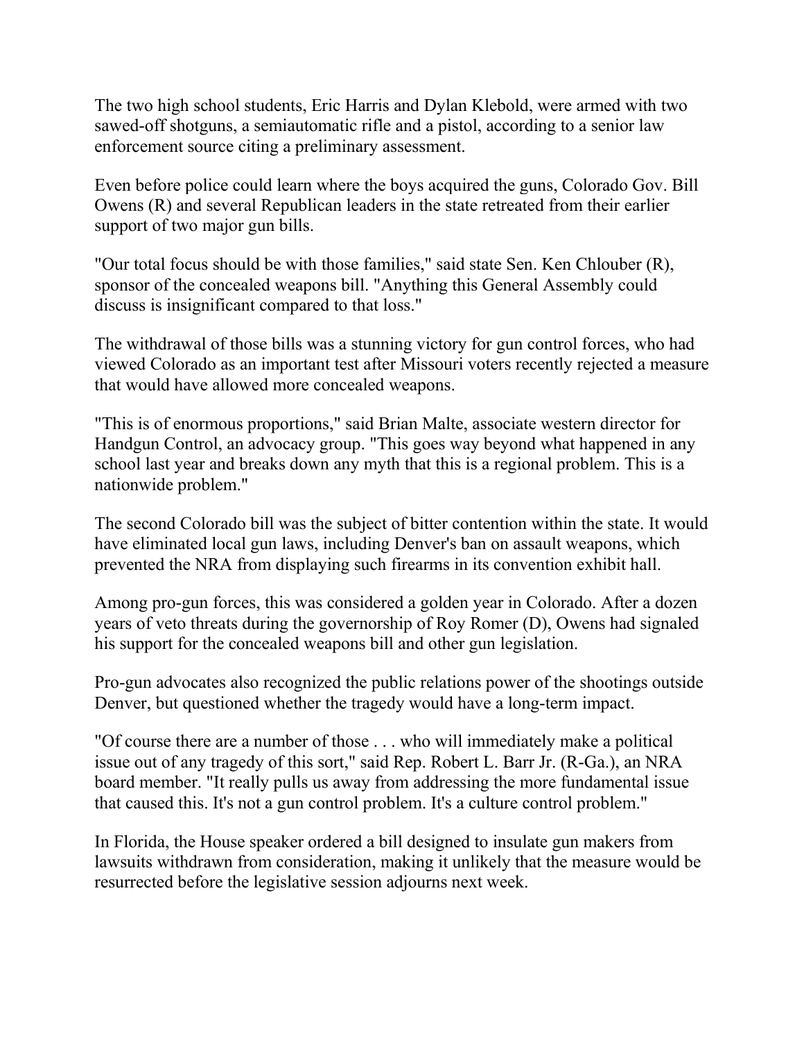The two high school students, Eric Harris and Dylan Klebold, were armed with two sawed-off shotguns, a semiautomatic rifle and a pistol, according to a senior law enforcement source citing a preliminary assessment.

Even before police could learn where the boys acquired the guns, Colorado Gov. Bill Owens (R) and several Republican leaders in the state retreated from their earlier support of two major gun bills.

"Our total focus should be with those families," said state Sen. Ken Chlouber (R), sponsor of the concealed weapons bill. "Anything this General Assembly could discuss is insignificant compared to that loss."

The withdrawal of those bills was a stunning victory for gun control forces, who had viewed Colorado as an important test after Missouri voters recently rejected a measure that would have allowed more concealed weapons.

"This is of enormous proportions," said Brian Malte, associate western director for Handgun Control, an advocacy group. "This goes way beyond what happened in any school last year and breaks down any myth that this is a regional problem. This is a nationwide problem."

The second Colorado bill was the subject of bitter contention within the state. It would have eliminated local gun laws, including Denver's ban on assault weapons, which prevented the NRA from displaying such firearms in its convention exhibit hall.

Among pro-gun forces, this was considered a golden year in Colorado. After a dozen years of veto threats during the governorship of Roy Romer (D), Owens had signaled his support for the concealed weapons bill and other gun legislation.

Pro-gun advocates also recognized the public relations power of the shootings outside Denver, but questioned whether the tragedy would have a long-term impact.

"Of course there are a number of those . . . who will immediately make a political issue out of any tragedy of this sort," said Rep. Robert L. Barr Jr. (R-Ga.), an NRA board member. "It really pulls us away from addressing the more fundamental issue that caused this. It's not a gun control problem. It's a culture control problem."

In Florida, the House speaker ordered a bill designed to insulate gun makers from lawsuits withdrawn from consideration, making it unlikely that the measure would be resurrected before the legislative session adjourns next week.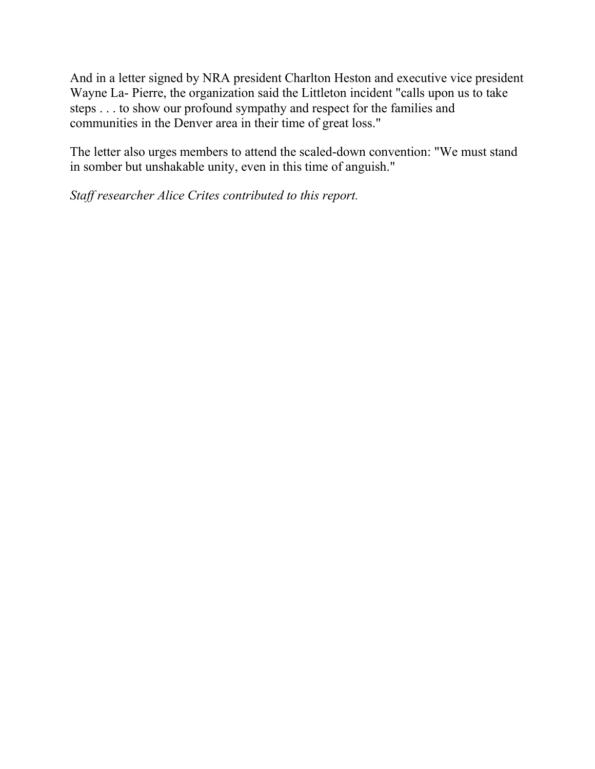And in a letter signed by NRA president Charlton Heston and executive vice president Wayne La- Pierre, the organization said the Littleton incident "calls upon us to take steps . . . to show our profound sympathy and respect for the families and communities in the Denver area in their time of great loss."

The letter also urges members to attend the scaled-down convention: "We must stand in somber but unshakable unity, even in this time of anguish."

*Staff researcher Alice Crites contributed to this report.*